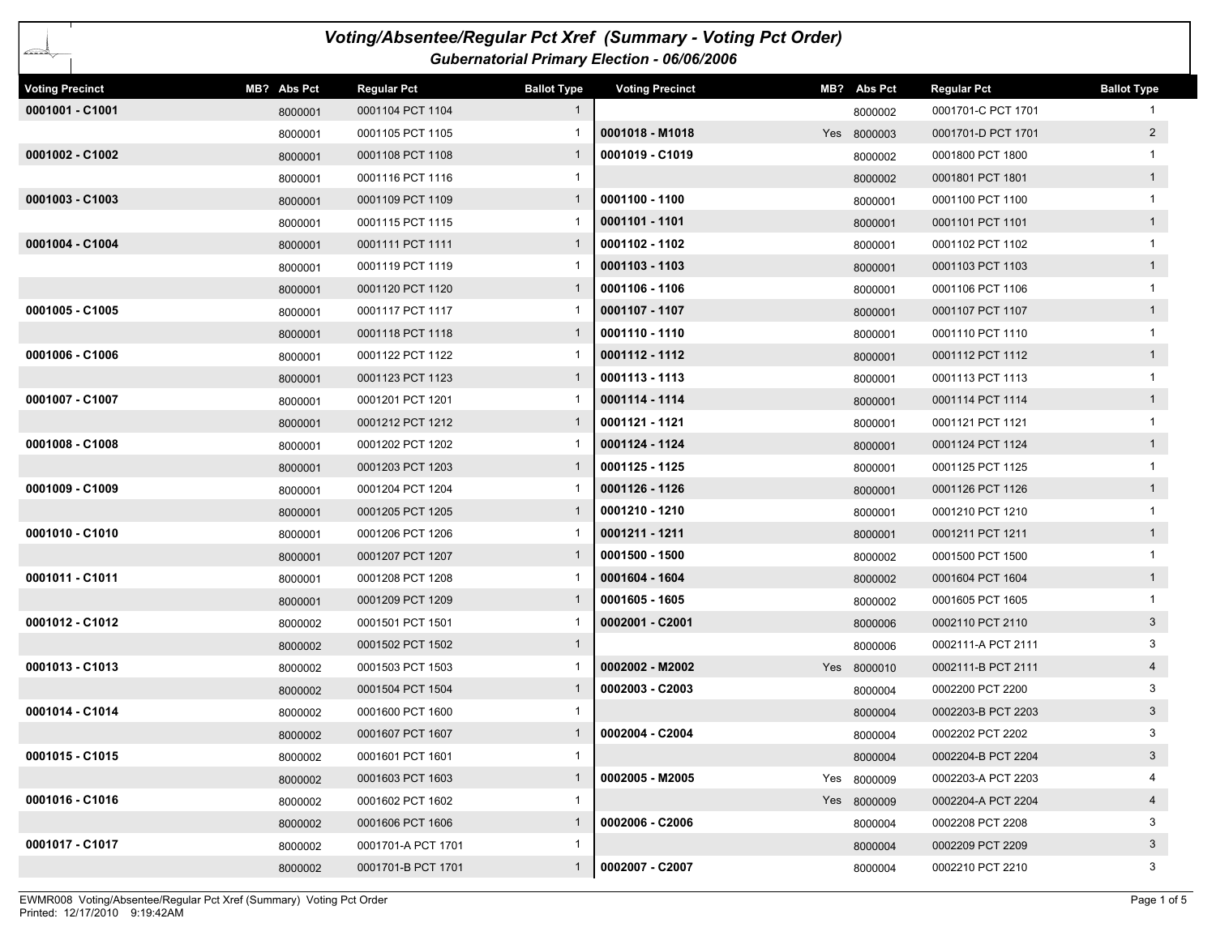# Voting/Absentee/Regular Pct Xref (Summary - Voting Pct Order)

## Gubernatorial Primary Election - 06/06/2006

| Voting Precinct | MB? | Abs Pct | Regular Pct | Ballot Type |
|---|---|---|---|---|
| 0001001 - C1001 | | 8000001 | 0001104 PCT 1104 | 1 |
| | | 8000001 | 0001105 PCT 1105 | 1 |
| 0001002 - C1002 | | 8000001 | 0001108 PCT 1108 | 1 |
| | | 8000001 | 0001116 PCT 1116 | 1 |
| 0001003 - C1003 | | 8000001 | 0001109 PCT 1109 | 1 |
| | | 8000001 | 0001115 PCT 1115 | 1 |
| 0001004 - C1004 | | 8000001 | 0001111 PCT 1111 | 1 |
| | | 8000001 | 0001119 PCT 1119 | 1 |
| | | 8000001 | 0001120 PCT 1120 | 1 |
| 0001005 - C1005 | | 8000001 | 0001117 PCT 1117 | 1 |
| | | 8000001 | 0001118 PCT 1118 | 1 |
| 0001006 - C1006 | | 8000001 | 0001122 PCT 1122 | 1 |
| | | 8000001 | 0001123 PCT 1123 | 1 |
| 0001007 - C1007 | | 8000001 | 0001201 PCT 1201 | 1 |
| | | 8000001 | 0001212 PCT 1212 | 1 |
| 0001008 - C1008 | | 8000001 | 0001202 PCT 1202 | 1 |
| | | 8000001 | 0001203 PCT 1203 | 1 |
| 0001009 - C1009 | | 8000001 | 0001204 PCT 1204 | 1 |
| | | 8000001 | 0001205 PCT 1205 | 1 |
| 0001010 - C1010 | | 8000001 | 0001206 PCT 1206 | 1 |
| | | 8000001 | 0001207 PCT 1207 | 1 |
| 0001011 - C1011 | | 8000001 | 0001208 PCT 1208 | 1 |
| | | 8000001 | 0001209 PCT 1209 | 1 |
| 0001012 - C1012 | | 8000002 | 0001501 PCT 1501 | 1 |
| | | 8000002 | 0001502 PCT 1502 | 1 |
| 0001013 - C1013 | | 8000002 | 0001503 PCT 1503 | 1 |
| | | 8000002 | 0001504 PCT 1504 | 1 |
| 0001014 - C1014 | | 8000002 | 0001600 PCT 1600 | 1 |
| | | 8000002 | 0001607 PCT 1607 | 1 |
| 0001015 - C1015 | | 8000002 | 0001601 PCT 1601 | 1 |
| | | 8000002 | 0001603 PCT 1603 | 1 |
| 0001016 - C1016 | | 8000002 | 0001602 PCT 1602 | 1 |
| | | 8000002 | 0001606 PCT 1606 | 1 |
| 0001017 - C1017 | | 8000002 | 0001701-A PCT 1701 | 1 |
| | | 8000002 | 0001701-B PCT 1701 | 1 |
| | | 8000002 | 0001701-C PCT 1701 | 1 |
| 0001018 - M1018 | Yes | 8000003 | 0001701-D PCT 1701 | 2 |
| 0001019 - C1019 | | 8000002 | 0001800 PCT 1800 | 1 |
| | | 8000002 | 0001801 PCT 1801 | 1 |
| 0001100 - 1100 | | 8000001 | 0001100 PCT 1100 | 1 |
| 0001101 - 1101 | | 8000001 | 0001101 PCT 1101 | 1 |
| 0001102 - 1102 | | 8000001 | 0001102 PCT 1102 | 1 |
| 0001103 - 1103 | | 8000001 | 0001103 PCT 1103 | 1 |
| 0001106 - 1106 | | 8000001 | 0001106 PCT 1106 | 1 |
| 0001107 - 1107 | | 8000001 | 0001107 PCT 1107 | 1 |
| 0001110 - 1110 | | 8000001 | 0001110 PCT 1110 | 1 |
| 0001112 - 1112 | | 8000001 | 0001112 PCT 1112 | 1 |
| 0001113 - 1113 | | 8000001 | 0001113 PCT 1113 | 1 |
| 0001114 - 1114 | | 8000001 | 0001114 PCT 1114 | 1 |
| 0001121 - 1121 | | 8000001 | 0001121 PCT 1121 | 1 |
| 0001124 - 1124 | | 8000001 | 0001124 PCT 1124 | 1 |
| 0001125 - 1125 | | 8000001 | 0001125 PCT 1125 | 1 |
| 0001126 - 1126 | | 8000001 | 0001126 PCT 1126 | 1 |
| 0001210 - 1210 | | 8000001 | 0001210 PCT 1210 | 1 |
| 0001211 - 1211 | | 8000001 | 0001211 PCT 1211 | 1 |
| 0001500 - 1500 | | 8000002 | 0001500 PCT 1500 | 1 |
| 0001604 - 1604 | | 8000002 | 0001604 PCT 1604 | 1 |
| 0001605 - 1605 | | 8000002 | 0001605 PCT 1605 | 1 |
| 0002001 - C2001 | | 8000006 | 0002110 PCT 2110 | 3 |
| | | 8000006 | 0002111-A PCT 2111 | 3 |
| 0002002 - M2002 | Yes | 8000010 | 0002111-B PCT 2111 | 4 |
| 0002003 - C2003 | | 8000004 | 0002200 PCT 2200 | 3 |
| | | 8000004 | 0002203-B PCT 2203 | 3 |
| 0002004 - C2004 | | 8000004 | 0002202 PCT 2202 | 3 |
| | | 8000004 | 0002204-B PCT 2204 | 3 |
| 0002005 - M2005 | Yes | 8000009 | 0002203-A PCT 2203 | 4 |
| | Yes | 8000009 | 0002204-A PCT 2204 | 4 |
| 0002006 - C2006 | | 8000004 | 0002208 PCT 2208 | 3 |
| | | 8000004 | 0002209 PCT 2209 | 3 |
| 0002007 - C2007 | | 8000004 | 0002210 PCT 2210 | 3 |

EWMR008 Voting/Absentee/Regular Pct Xref (Summary) Voting Pct Order
Printed: 12/17/2010 9:19:42AM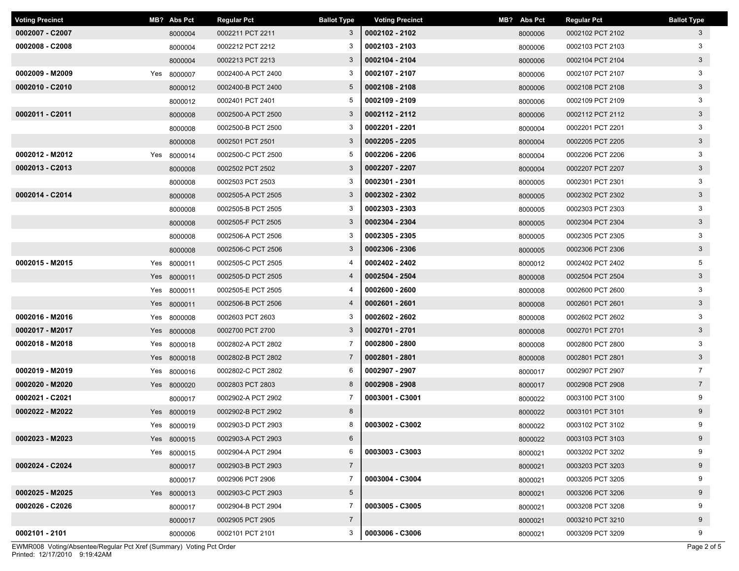| Voting Precinct | MB? | Abs Pct | Regular Pct | Ballot Type |
|---|---|---|---|---|
| **0002007 - C2007** | | 8000004 | 0002211 PCT 2211 | 3 |
| **0002008 - C2008** | | 8000004 | 0002212 PCT 2212 | 3 |
| | | 8000004 | 0002213 PCT 2213 | 3 |
| **0002009 - M2009** | Yes | 8000007 | 0002400-A PCT 2400 | 3 |
| **0002010 - C2010** | | 8000012 | 0002400-B PCT 2400 | 5 |
| | | 8000012 | 0002401 PCT 2401 | 5 |
| **0002011 - C2011** | | 8000008 | 0002500-A PCT 2500 | 3 |
| | | 8000008 | 0002500-B PCT 2500 | 3 |
| | | 8000008 | 0002501 PCT 2501 | 3 |
| **0002012 - M2012** | Yes | 8000014 | 0002500-C PCT 2500 | 5 |
| **0002013 - C2013** | | 8000008 | 0002502 PCT 2502 | 3 |
| | | 8000008 | 0002503 PCT 2503 | 3 |
| **0002014 - C2014** | | 8000008 | 0002505-A PCT 2505 | 3 |
| | | 8000008 | 0002505-B PCT 2505 | 3 |
| | | 8000008 | 0002505-F PCT 2505 | 3 |
| | | 8000008 | 0002506-A PCT 2506 | 3 |
| | | 8000008 | 0002506-C PCT 2506 | 3 |
| **0002015 - M2015** | Yes | 8000011 | 0002505-C PCT 2505 | 4 |
| | Yes | 8000011 | 0002505-D PCT 2505 | 4 |
| | Yes | 8000011 | 0002505-E PCT 2505 | 4 |
| | Yes | 8000011 | 0002506-B PCT 2506 | 4 |
| **0002016 - M2016** | Yes | 8000008 | 0002603 PCT 2603 | 3 |
| **0002017 - M2017** | Yes | 8000008 | 0002700 PCT 2700 | 3 |
| **0002018 - M2018** | Yes | 8000018 | 0002802-A PCT 2802 | 7 |
| | Yes | 8000018 | 0002802-B PCT 2802 | 7 |
| **0002019 - M2019** | Yes | 8000016 | 0002802-C PCT 2802 | 6 |
| **0002020 - M2020** | Yes | 8000020 | 0002803 PCT 2803 | 8 |
| **0002021 - C2021** | | 8000017 | 0002902-A PCT 2902 | 7 |
| **0002022 - M2022** | Yes | 8000019 | 0002902-B PCT 2902 | 8 |
| | Yes | 8000019 | 0002903-D PCT 2903 | 8 |
| **0002023 - M2023** | Yes | 8000015 | 0002903-A PCT 2903 | 6 |
| | Yes | 8000015 | 0002904-A PCT 2904 | 6 |
| **0002024 - C2024** | | 8000017 | 0002903-B PCT 2903 | 7 |
| | | 8000017 | 0002906 PCT 2906 | 7 |
| **0002025 - M2025** | Yes | 8000013 | 0002903-C PCT 2903 | 5 |
| **0002026 - C2026** | | 8000017 | 0002904-B PCT 2904 | 7 |
| | | 8000017 | 0002905 PCT 2905 | 7 |
| **0002101 - 2101** | | 8000006 | 0002101 PCT 2101 | 3 |
| **0002102 - 2102** | | 8000006 | 0002102 PCT 2102 | 3 |
| **0002103 - 2103** | | 8000006 | 0002103 PCT 2103 | 3 |
| **0002104 - 2104** | | 8000006 | 0002104 PCT 2104 | 3 |
| **0002107 - 2107** | | 8000006 | 0002107 PCT 2107 | 3 |
| **0002108 - 2108** | | 8000006 | 0002108 PCT 2108 | 3 |
| **0002109 - 2109** | | 8000006 | 0002109 PCT 2109 | 3 |
| **0002112 - 2112** | | 8000006 | 0002112 PCT 2112 | 3 |
| **0002201 - 2201** | | 8000004 | 0002201 PCT 2201 | 3 |
| **0002205 - 2205** | | 8000004 | 0002205 PCT 2205 | 3 |
| **0002206 - 2206** | | 8000004 | 0002206 PCT 2206 | 3 |
| **0002207 - 2207** | | 8000004 | 0002207 PCT 2207 | 3 |
| **0002301 - 2301** | | 8000005 | 0002301 PCT 2301 | 3 |
| **0002302 - 2302** | | 8000005 | 0002302 PCT 2302 | 3 |
| **0002303 - 2303** | | 8000005 | 0002303 PCT 2303 | 3 |
| **0002304 - 2304** | | 8000005 | 0002304 PCT 2304 | 3 |
| **0002305 - 2305** | | 8000005 | 0002305 PCT 2305 | 3 |
| **0002306 - 2306** | | 8000005 | 0002306 PCT 2306 | 3 |
| **0002402 - 2402** | | 8000012 | 0002402 PCT 2402 | 5 |
| **0002504 - 2504** | | 8000008 | 0002504 PCT 2504 | 3 |
| **0002600 - 2600** | | 8000008 | 0002600 PCT 2600 | 3 |
| **0002601 - 2601** | | 8000008 | 0002601 PCT 2601 | 3 |
| **0002602 - 2602** | | 8000008 | 0002602 PCT 2602 | 3 |
| **0002701 - 2701** | | 8000008 | 0002701 PCT 2701 | 3 |
| **0002800 - 2800** | | 8000008 | 0002800 PCT 2800 | 3 |
| **0002801 - 2801** | | 8000008 | 0002801 PCT 2801 | 3 |
| **0002907 - 2907** | | 8000017 | 0002907 PCT 2907 | 7 |
| **0002908 - 2908** | | 8000017 | 0002908 PCT 2908 | 7 |
| **0003001 - C3001** | | 8000022 | 0003100 PCT 3100 | 9 |
| | | 8000022 | 0003101 PCT 3101 | 9 |
| **0003002 - C3002** | | 8000022 | 0003102 PCT 3102 | 9 |
| | | 8000022 | 0003103 PCT 3103 | 9 |
| **0003003 - C3003** | | 8000021 | 0003202 PCT 3202 | 9 |
| | | 8000021 | 0003203 PCT 3203 | 9 |
| **0003004 - C3004** | | 8000021 | 0003205 PCT 3205 | 9 |
| | | 8000021 | 0003206 PCT 3206 | 9 |
| **0003005 - C3005** | | 8000021 | 0003208 PCT 3208 | 9 |
| | | 8000021 | 0003210 PCT 3210 | 9 |
| **0003006 - C3006** | | 8000021 | 0003209 PCT 3209 | 9 |

EWMR008 Voting/Absentee/Regular Pct Xref (Summary) Voting Pct Order
Printed: 12/17/2010 9:19:42AM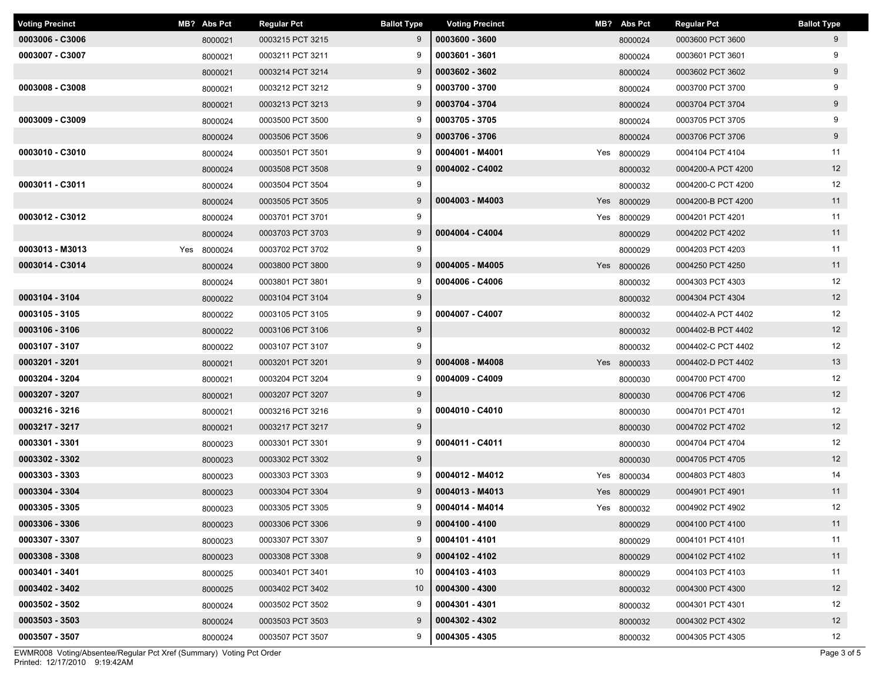| Voting Precinct | MB? | Abs Pct | Regular Pct | Ballot Type |
|---|---|---|---|---|
| 0003006 - C3006 | | 8000021 | 0003215 PCT 3215 | 9 |
| 0003007 - C3007 | | 8000021 | 0003211 PCT 3211 | 9 |
| | | 8000021 | 0003214 PCT 3214 | 9 |
| 0003008 - C3008 | | 8000021 | 0003212 PCT 3212 | 9 |
| | | 8000021 | 0003213 PCT 3213 | 9 |
| 0003009 - C3009 | | 8000024 | 0003500 PCT 3500 | 9 |
| | | 8000024 | 0003506 PCT 3506 | 9 |
| 0003010 - C3010 | | 8000024 | 0003501 PCT 3501 | 9 |
| | | 8000024 | 0003508 PCT 3508 | 9 |
| 0003011 - C3011 | | 8000024 | 0003504 PCT 3504 | 9 |
| | | 8000024 | 0003505 PCT 3505 | 9 |
| 0003012 - C3012 | | 8000024 | 0003701 PCT 3701 | 9 |
| | | 8000024 | 0003703 PCT 3703 | 9 |
| 0003013 - M3013 | Yes | 8000024 | 0003702 PCT 3702 | 9 |
| 0003014 - C3014 | | 8000024 | 0003800 PCT 3800 | 9 |
| | | 8000024 | 0003801 PCT 3801 | 9 |
| 0003104 - 3104 | | 8000022 | 0003104 PCT 3104 | 9 |
| 0003105 - 3105 | | 8000022 | 0003105 PCT 3105 | 9 |
| 0003106 - 3106 | | 8000022 | 0003106 PCT 3106 | 9 |
| 0003107 - 3107 | | 8000022 | 0003107 PCT 3107 | 9 |
| 0003201 - 3201 | | 8000021 | 0003201 PCT 3201 | 9 |
| 0003204 - 3204 | | 8000021 | 0003204 PCT 3204 | 9 |
| 0003207 - 3207 | | 8000021 | 0003207 PCT 3207 | 9 |
| 0003216 - 3216 | | 8000021 | 0003216 PCT 3216 | 9 |
| 0003217 - 3217 | | 8000021 | 0003217 PCT 3217 | 9 |
| 0003301 - 3301 | | 8000023 | 0003301 PCT 3301 | 9 |
| 0003302 - 3302 | | 8000023 | 0003302 PCT 3302 | 9 |
| 0003303 - 3303 | | 8000023 | 0003303 PCT 3303 | 9 |
| 0003304 - 3304 | | 8000023 | 0003304 PCT 3304 | 9 |
| 0003305 - 3305 | | 8000023 | 0003305 PCT 3305 | 9 |
| 0003306 - 3306 | | 8000023 | 0003306 PCT 3306 | 9 |
| 0003307 - 3307 | | 8000023 | 0003307 PCT 3307 | 9 |
| 0003308 - 3308 | | 8000023 | 0003308 PCT 3308 | 9 |
| 0003401 - 3401 | | 8000025 | 0003401 PCT 3401 | 10 |
| 0003402 - 3402 | | 8000025 | 0003402 PCT 3402 | 10 |
| 0003502 - 3502 | | 8000024 | 0003502 PCT 3502 | 9 |
| 0003503 - 3503 | | 8000024 | 0003503 PCT 3503 | 9 |
| 0003507 - 3507 | | 8000024 | 0003507 PCT 3507 | 9 |
| 0003600 - 3600 | | 8000024 | 0003600 PCT 3600 | 9 |
| 0003601 - 3601 | | 8000024 | 0003601 PCT 3601 | 9 |
| 0003602 - 3602 | | 8000024 | 0003602 PCT 3602 | 9 |
| 0003700 - 3700 | | 8000024 | 0003700 PCT 3700 | 9 |
| 0003704 - 3704 | | 8000024 | 0003704 PCT 3704 | 9 |
| 0003705 - 3705 | | 8000024 | 0003705 PCT 3705 | 9 |
| 0003706 - 3706 | | 8000024 | 0003706 PCT 3706 | 9 |
| 0004001 - M4001 | Yes | 8000029 | 0004104 PCT 4104 | 11 |
| 0004002 - C4002 | | 8000032 | 0004200-A PCT 4200 | 12 |
| | | 8000032 | 0004200-C PCT 4200 | 12 |
| 0004003 - M4003 | Yes | 8000029 | 0004200-B PCT 4200 | 11 |
| | Yes | 8000029 | 0004201 PCT 4201 | 11 |
| 0004004 - C4004 | | 8000029 | 0004202 PCT 4202 | 11 |
| | | 8000029 | 0004203 PCT 4203 | 11 |
| 0004005 - M4005 | Yes | 8000026 | 0004250 PCT 4250 | 11 |
| 0004006 - C4006 | | 8000032 | 0004303 PCT 4303 | 12 |
| | | 8000032 | 0004304 PCT 4304 | 12 |
| 0004007 - C4007 | | 8000032 | 0004402-A PCT 4402 | 12 |
| | | 8000032 | 0004402-B PCT 4402 | 12 |
| | | 8000032 | 0004402-C PCT 4402 | 12 |
| 0004008 - M4008 | Yes | 8000033 | 0004402-D PCT 4402 | 13 |
| 0004009 - C4009 | | 8000030 | 0004700 PCT 4700 | 12 |
| | | 8000030 | 0004706 PCT 4706 | 12 |
| 0004010 - C4010 | | 8000030 | 0004701 PCT 4701 | 12 |
| | | 8000030 | 0004702 PCT 4702 | 12 |
| 0004011 - C4011 | | 8000030 | 0004704 PCT 4704 | 12 |
| | | 8000030 | 0004705 PCT 4705 | 12 |
| 0004012 - M4012 | Yes | 8000034 | 0004803 PCT 4803 | 14 |
| 0004013 - M4013 | Yes | 8000029 | 0004901 PCT 4901 | 11 |
| 0004014 - M4014 | Yes | 8000032 | 0004902 PCT 4902 | 12 |
| 0004100 - 4100 | | 8000029 | 0004100 PCT 4100 | 11 |
| 0004101 - 4101 | | 8000029 | 0004101 PCT 4101 | 11 |
| 0004102 - 4102 | | 8000029 | 0004102 PCT 4102 | 11 |
| 0004103 - 4103 | | 8000029 | 0004103 PCT 4103 | 11 |
| 0004300 - 4300 | | 8000032 | 0004300 PCT 4300 | 12 |
| 0004301 - 4301 | | 8000032 | 0004301 PCT 4301 | 12 |
| 0004302 - 4302 | | 8000032 | 0004302 PCT 4302 | 12 |
| 0004305 - 4305 | | 8000032 | 0004305 PCT 4305 | 12 |

EWMR008 Voting/Absentee/Regular Pct Xref (Summary) Voting Pct Order
Printed: 12/17/2010 9:19:42AM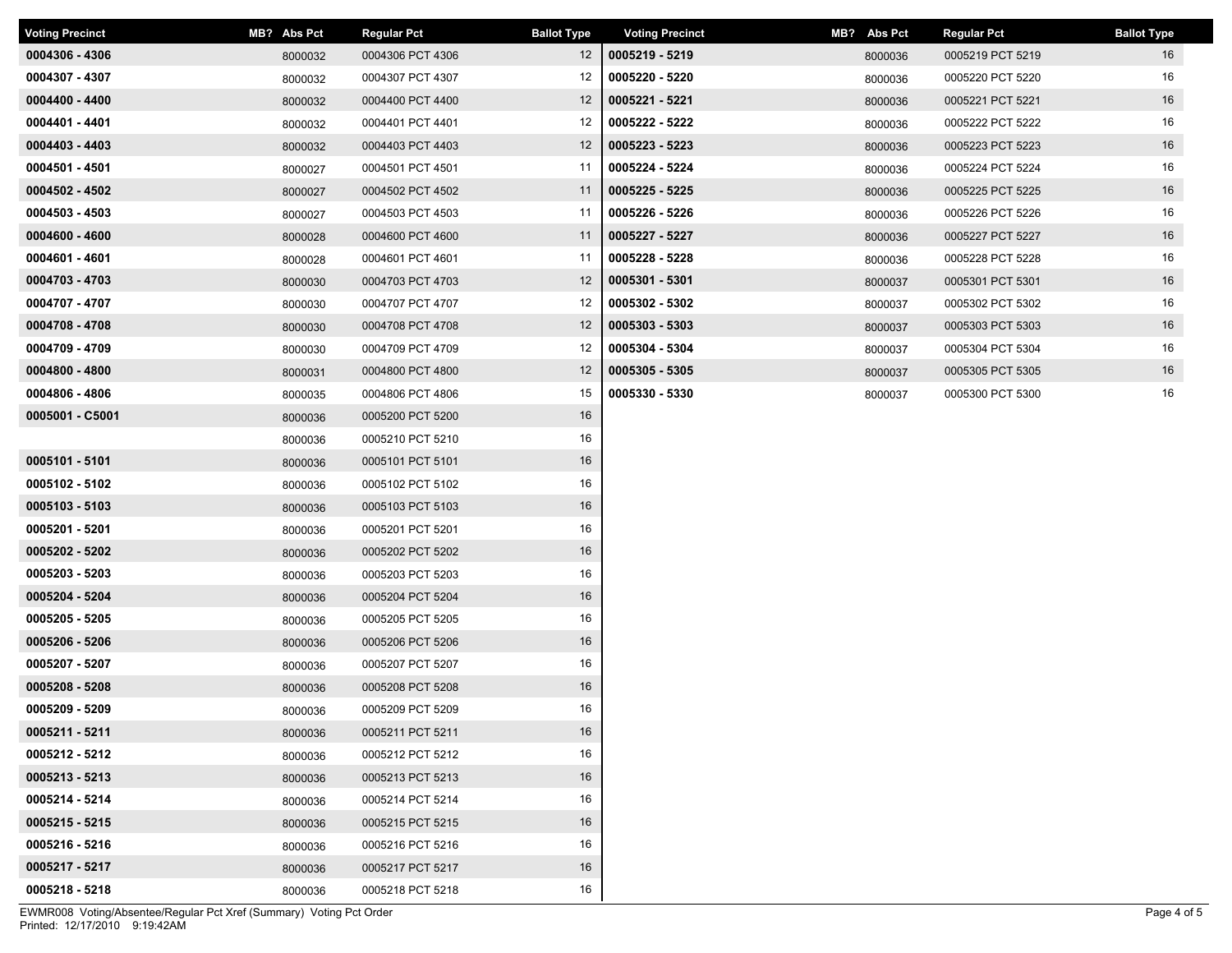| Voting Precinct | MB? | Abs Pct | Regular Pct | Ballot Type |
|---|---|---|---|---|
| **0004306 - 4306** | | 8000032 | 0004306 PCT 4306 | 12 |
| **0004307 - 4307** | | 8000032 | 0004307 PCT 4307 | 12 |
| **0004400 - 4400** | | 8000032 | 0004400 PCT 4400 | 12 |
| **0004401 - 4401** | | 8000032 | 0004401 PCT 4401 | 12 |
| **0004403 - 4403** | | 8000032 | 0004403 PCT 4403 | 12 |
| **0004501 - 4501** | | 8000027 | 0004501 PCT 4501 | 11 |
| **0004502 - 4502** | | 8000027 | 0004502 PCT 4502 | 11 |
| **0004503 - 4503** | | 8000027 | 0004503 PCT 4503 | 11 |
| **0004600 - 4600** | | 8000028 | 0004600 PCT 4600 | 11 |
| **0004601 - 4601** | | 8000028 | 0004601 PCT 4601 | 11 |
| **0004703 - 4703** | | 8000030 | 0004703 PCT 4703 | 12 |
| **0004707 - 4707** | | 8000030 | 0004707 PCT 4707 | 12 |
| **0004708 - 4708** | | 8000030 | 0004708 PCT 4708 | 12 |
| **0004709 - 4709** | | 8000030 | 0004709 PCT 4709 | 12 |
| **0004800 - 4800** | | 8000031 | 0004800 PCT 4800 | 12 |
| **0004806 - 4806** | | 8000035 | 0004806 PCT 4806 | 15 |
| **0005001 - C5001** | | 8000036 | 0005200 PCT 5200 | 16 |
| | | 8000036 | 0005210 PCT 5210 | 16 |
| **0005101 - 5101** | | 8000036 | 0005101 PCT 5101 | 16 |
| **0005102 - 5102** | | 8000036 | 0005102 PCT 5102 | 16 |
| **0005103 - 5103** | | 8000036 | 0005103 PCT 5103 | 16 |
| **0005201 - 5201** | | 8000036 | 0005201 PCT 5201 | 16 |
| **0005202 - 5202** | | 8000036 | 0005202 PCT 5202 | 16 |
| **0005203 - 5203** | | 8000036 | 0005203 PCT 5203 | 16 |
| **0005204 - 5204** | | 8000036 | 0005204 PCT 5204 | 16 |
| **0005205 - 5205** | | 8000036 | 0005205 PCT 5205 | 16 |
| **0005206 - 5206** | | 8000036 | 0005206 PCT 5206 | 16 |
| **0005207 - 5207** | | 8000036 | 0005207 PCT 5207 | 16 |
| **0005208 - 5208** | | 8000036 | 0005208 PCT 5208 | 16 |
| **0005209 - 5209** | | 8000036 | 0005209 PCT 5209 | 16 |
| **0005211 - 5211** | | 8000036 | 0005211 PCT 5211 | 16 |
| **0005212 - 5212** | | 8000036 | 0005212 PCT 5212 | 16 |
| **0005213 - 5213** | | 8000036 | 0005213 PCT 5213 | 16 |
| **0005214 - 5214** | | 8000036 | 0005214 PCT 5214 | 16 |
| **0005215 - 5215** | | 8000036 | 0005215 PCT 5215 | 16 |
| **0005216 - 5216** | | 8000036 | 0005216 PCT 5216 | 16 |
| **0005217 - 5217** | | 8000036 | 0005217 PCT 5217 | 16 |
| **0005218 - 5218** | | 8000036 | 0005218 PCT 5218 | 16 |
| **0005219 - 5219** | | 8000036 | 0005219 PCT 5219 | 16 |
| **0005220 - 5220** | | 8000036 | 0005220 PCT 5220 | 16 |
| **0005221 - 5221** | | 8000036 | 0005221 PCT 5221 | 16 |
| **0005222 - 5222** | | 8000036 | 0005222 PCT 5222 | 16 |
| **0005223 - 5223** | | 8000036 | 0005223 PCT 5223 | 16 |
| **0005224 - 5224** | | 8000036 | 0005224 PCT 5224 | 16 |
| **0005225 - 5225** | | 8000036 | 0005225 PCT 5225 | 16 |
| **0005226 - 5226** | | 8000036 | 0005226 PCT 5226 | 16 |
| **0005227 - 5227** | | 8000036 | 0005227 PCT 5227 | 16 |
| **0005228 - 5228** | | 8000036 | 0005228 PCT 5228 | 16 |
| **0005301 - 5301** | | 8000037 | 0005301 PCT 5301 | 16 |
| **0005302 - 5302** | | 8000037 | 0005302 PCT 5302 | 16 |
| **0005303 - 5303** | | 8000037 | 0005303 PCT 5303 | 16 |
| **0005304 - 5304** | | 8000037 | 0005304 PCT 5304 | 16 |
| **0005305 - 5305** | | 8000037 | 0005305 PCT 5305 | 16 |
| **0005330 - 5330** | | 8000037 | 0005300 PCT 5300 | 16 |

EWMR008 Voting/Absentee/Regular Pct Xref (Summary) Voting Pct Order
Printed: 12/17/2010 9:19:42AM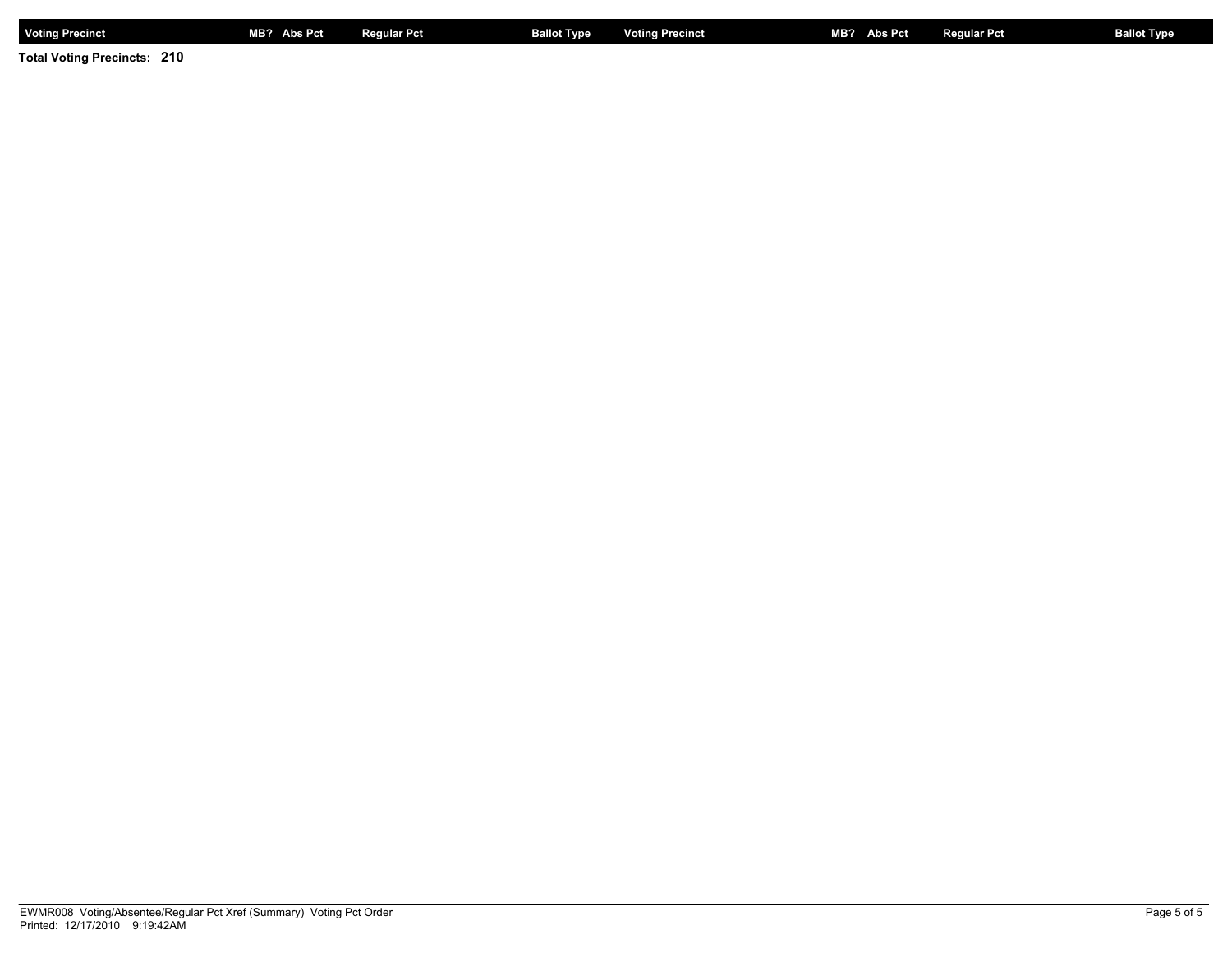| Voting Precinct | MB? | Abs Pct | Regular Pct | Ballot Type | Voting Precinct | MB? | Abs Pct | Regular Pct | Ballot Type |
|---|---|---|---|---|---|---|---|---|---|

**Total Voting Precincts: 210**

EWMR008 Voting/Absentee/Regular Pct Xref (Summary) Voting Pct Order
Printed: 12/17/2010 9:19:42AM